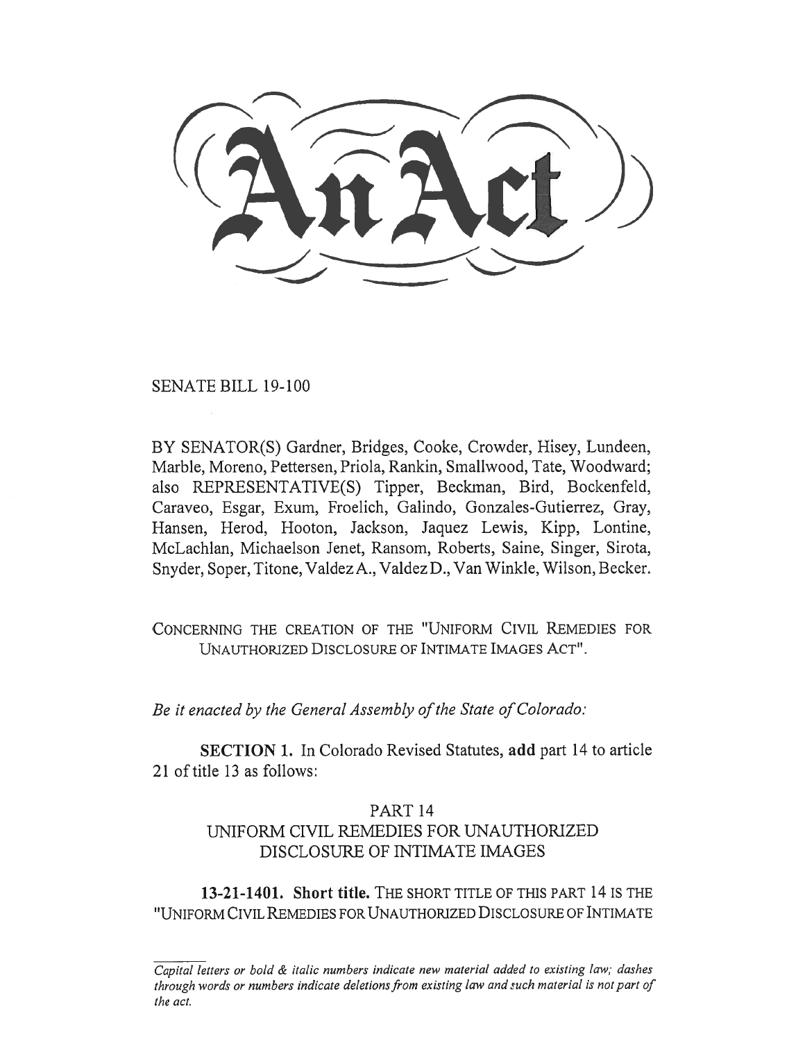# An Act

SENATE BILL 19-100

BY SENATOR(S) Gardner, Bridges, Cooke, Crowder, Hisey, Lundeen, Marble, Moreno, Pettersen, Priola, Rankin, Smallwood, Tate, Woodward; also REPRESENTATIVE(S) Tipper, Beckman, Bird, Bockenfeld, Caraveo, Esgar, Exum, Froelich, Galindo, Gonzales-Gutierrez, Gray, Hansen, Herod, Hooton, Jackson, Jaquez Lewis, Kipp, Lontine, McLachlan, Michaelson Jenet, Ransom, Roberts, Saine, Singer, Sirota, Snyder, Soper, Titone, Valdez A., Valdez D., Van Winkle, Wilson, Becker.

CONCERNING THE CREATION OF THE "UNIFORM CIVIL REMEDIES FOR UNAUTHORIZED DISCLOSURE OF INTIMATE IMAGES ACT".

*Be it enacted by the General Assembly of the State of Colorado:*

**SECTION 1.** In Colorado Revised Statutes, **add** part 14 to article 21 of title 13 as follows:

## PART 14
## UNIFORM CIVIL REMEDIES FOR UNAUTHORIZED DISCLOSURE OF INTIMATE IMAGES

**13-21-1401. Short title.** THE SHORT TITLE OF THIS PART 14 IS THE "UNIFORM CIVIL REMEDIES FOR UNAUTHORIZED DISCLOSURE OF INTIMATE

*Capital letters or bold & italic numbers indicate new material added to existing law; dashes through words or numbers indicate deletions from existing law and such material is not part of the act.*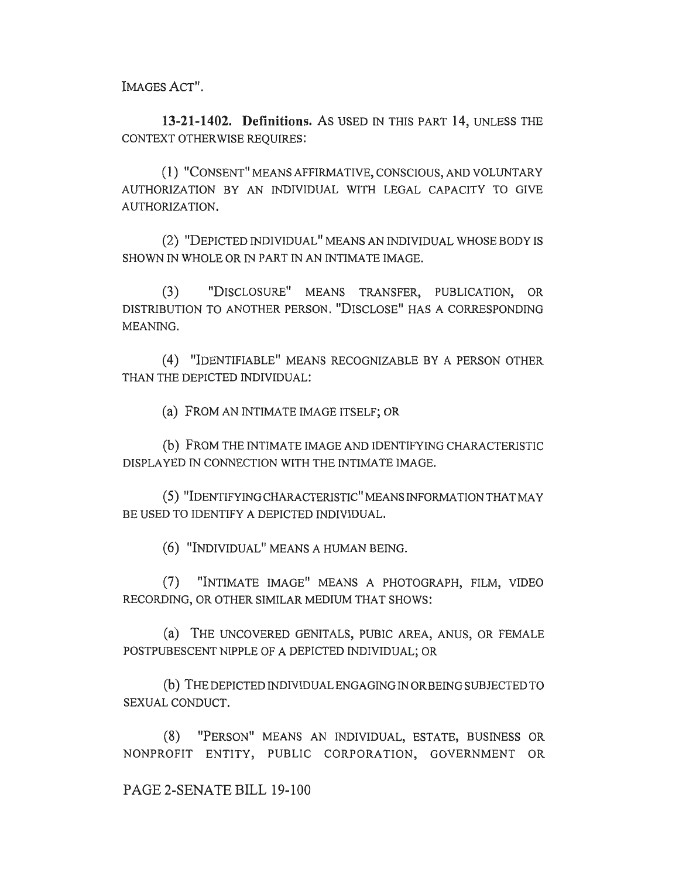IMAGES ACT".

**13-21-1402. Definitions.** AS USED IN THIS PART 14, UNLESS THE CONTEXT OTHERWISE REQUIRES:

(1) "CONSENT" MEANS AFFIRMATIVE, CONSCIOUS, AND VOLUNTARY AUTHORIZATION BY AN INDIVIDUAL WITH LEGAL CAPACITY TO GIVE AUTHORIZATION.

(2) "DEPICTED INDIVIDUAL" MEANS AN INDIVIDUAL WHOSE BODY IS SHOWN IN WHOLE OR IN PART IN AN INTIMATE IMAGE.

(3) "DISCLOSURE" MEANS TRANSFER, PUBLICATION, OR DISTRIBUTION TO ANOTHER PERSON. "DISCLOSE" HAS A CORRESPONDING MEANING.

(4) "IDENTIFIABLE" MEANS RECOGNIZABLE BY A PERSON OTHER THAN THE DEPICTED INDIVIDUAL:

(a) FROM AN INTIMATE IMAGE ITSELF; OR

(b) FROM THE INTIMATE IMAGE AND IDENTIFYING CHARACTERISTIC DISPLAYED IN CONNECTION WITH THE INTIMATE IMAGE.

(5) "IDENTIFYING CHARACTERISTIC" MEANS INFORMATION THAT MAY BE USED TO IDENTIFY A DEPICTED INDIVIDUAL.

(6) "INDIVIDUAL" MEANS A HUMAN BEING.

(7) "INTIMATE IMAGE" MEANS A PHOTOGRAPH, FILM, VIDEO RECORDING, OR OTHER SIMILAR MEDIUM THAT SHOWS:

(a) THE UNCOVERED GENITALS, PUBIC AREA, ANUS, OR FEMALE POSTPUBESCENT NIPPLE OF A DEPICTED INDIVIDUAL; OR

(b) THE DEPICTED INDIVIDUAL ENGAGING IN OR BEING SUBJECTED TO SEXUAL CONDUCT.

(8) "PERSON" MEANS AN INDIVIDUAL, ESTATE, BUSINESS OR NONPROFIT ENTITY, PUBLIC CORPORATION, GOVERNMENT OR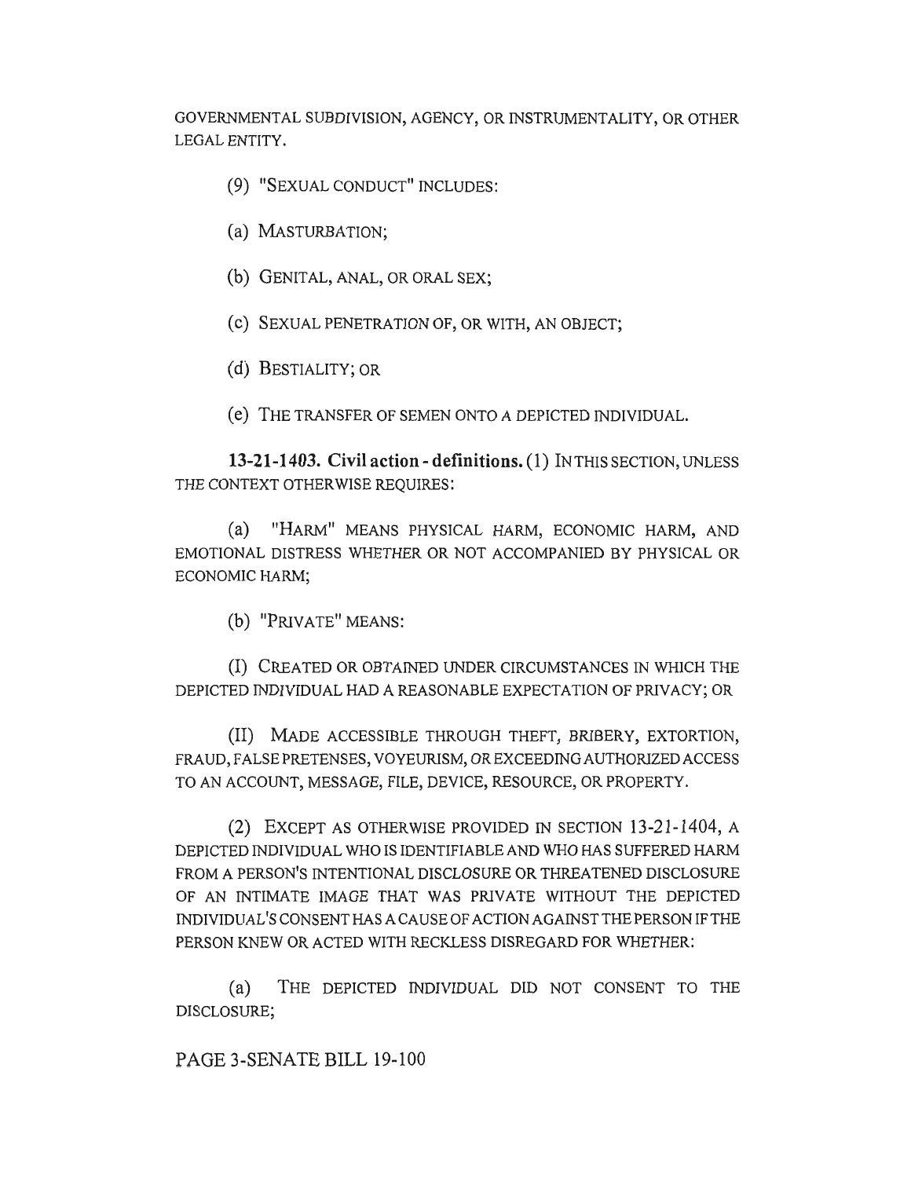GOVERNMENTAL SUBDIVISION, AGENCY, OR INSTRUMENTALITY, OR OTHER LEGAL ENTITY.

(9) "SEXUAL CONDUCT" INCLUDES:

(a) MASTURBATION;

(b) GENITAL, ANAL, OR ORAL SEX;

(c) SEXUAL PENETRATION OF, OR WITH, AN OBJECT;

(d) BESTIALITY; OR

(e) THE TRANSFER OF SEMEN ONTO A DEPICTED INDIVIDUAL.

**13-21-1403. Civil action - definitions.** (1) IN THIS SECTION, UNLESS THE CONTEXT OTHERWISE REQUIRES:

(a) "HARM" MEANS PHYSICAL HARM, ECONOMIC HARM, AND EMOTIONAL DISTRESS WHETHER OR NOT ACCOMPANIED BY PHYSICAL OR ECONOMIC HARM;

(b) "PRIVATE" MEANS:

(I) CREATED OR OBTAINED UNDER CIRCUMSTANCES IN WHICH THE DEPICTED INDIVIDUAL HAD A REASONABLE EXPECTATION OF PRIVACY; OR

(II) MADE ACCESSIBLE THROUGH THEFT, BRIBERY, EXTORTION, FRAUD, FALSE PRETENSES, VOYEURISM, OR EXCEEDING AUTHORIZED ACCESS TO AN ACCOUNT, MESSAGE, FILE, DEVICE, RESOURCE, OR PROPERTY.

(2) EXCEPT AS OTHERWISE PROVIDED IN SECTION 13-21-1404, A DEPICTED INDIVIDUAL WHO IS IDENTIFIABLE AND WHO HAS SUFFERED HARM FROM A PERSON'S INTENTIONAL DISCLOSURE OR THREATENED DISCLOSURE OF AN INTIMATE IMAGE THAT WAS PRIVATE WITHOUT THE DEPICTED INDIVIDUAL'S CONSENT HAS A CAUSE OF ACTION AGAINST THE PERSON IF THE PERSON KNEW OR ACTED WITH RECKLESS DISREGARD FOR WHETHER:

(a) THE DEPICTED INDIVIDUAL DID NOT CONSENT TO THE DISCLOSURE;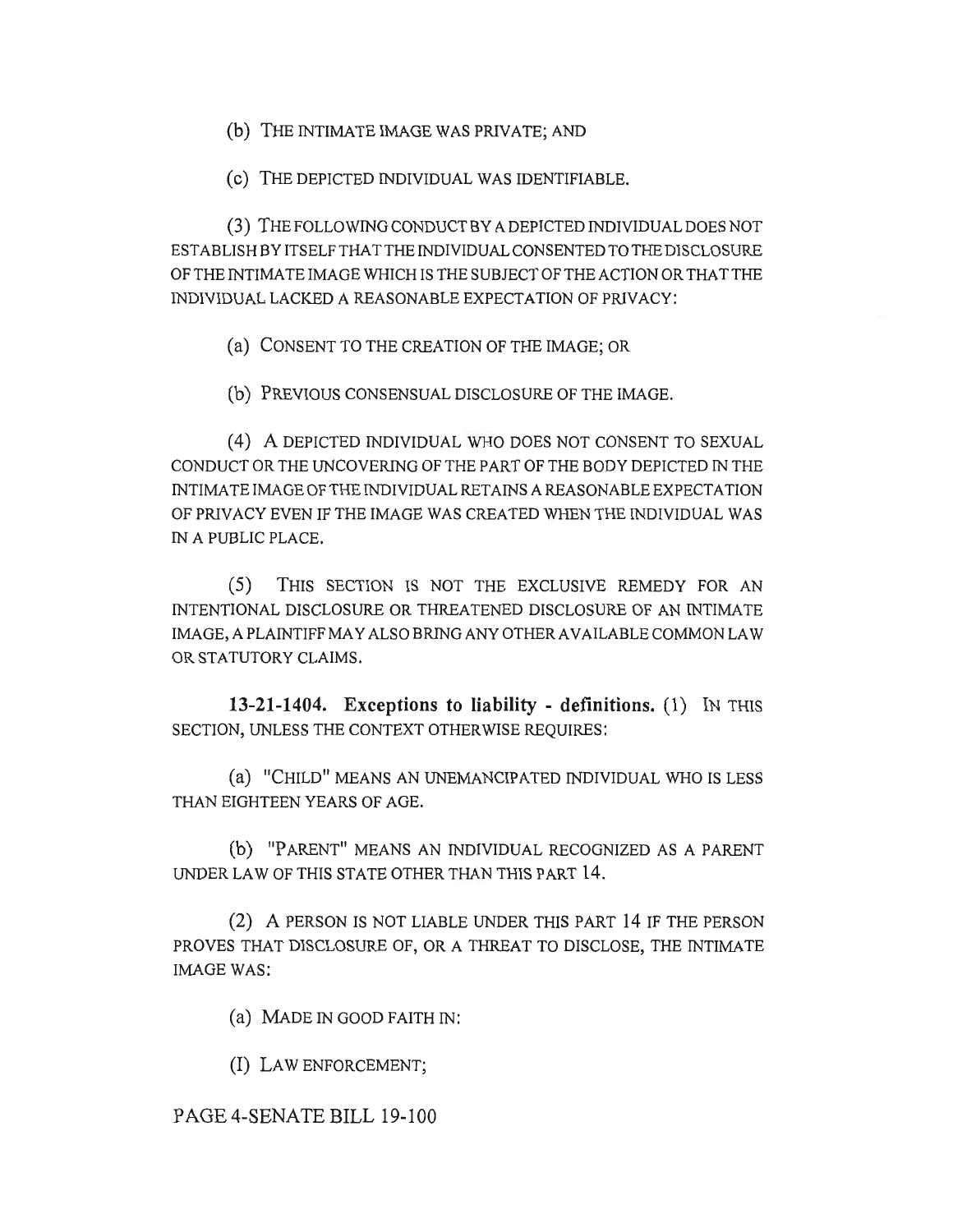(b) THE INTIMATE IMAGE WAS PRIVATE; AND

(c) THE DEPICTED INDIVIDUAL WAS IDENTIFIABLE.

(3) THE FOLLOWING CONDUCT BY A DEPICTED INDIVIDUAL DOES NOT ESTABLISH BY ITSELF THAT THE INDIVIDUAL CONSENTED TO THE DISCLOSURE OF THE INTIMATE IMAGE WHICH IS THE SUBJECT OF THE ACTION OR THAT THE INDIVIDUAL LACKED A REASONABLE EXPECTATION OF PRIVACY:

(a) CONSENT TO THE CREATION OF THE IMAGE; OR

(b) PREVIOUS CONSENSUAL DISCLOSURE OF THE IMAGE.

(4) A DEPICTED INDIVIDUAL WHO DOES NOT CONSENT TO SEXUAL CONDUCT OR THE UNCOVERING OF THE PART OF THE BODY DEPICTED IN THE INTIMATE IMAGE OF THE INDIVIDUAL RETAINS A REASONABLE EXPECTATION OF PRIVACY EVEN IF THE IMAGE WAS CREATED WHEN THE INDIVIDUAL WAS IN A PUBLIC PLACE.

(5) THIS SECTION IS NOT THE EXCLUSIVE REMEDY FOR AN INTENTIONAL DISCLOSURE OR THREATENED DISCLOSURE OF AN INTIMATE IMAGE, A PLAINTIFF MAY ALSO BRING ANY OTHER AVAILABLE COMMON LAW OR STATUTORY CLAIMS.

**13-21-1404. Exceptions to liability - definitions.** (1) IN THIS SECTION, UNLESS THE CONTEXT OTHERWISE REQUIRES:

(a) "CHILD" MEANS AN UNEMANCIPATED INDIVIDUAL WHO IS LESS THAN EIGHTEEN YEARS OF AGE.

(b) "PARENT" MEANS AN INDIVIDUAL RECOGNIZED AS A PARENT UNDER LAW OF THIS STATE OTHER THAN THIS PART 14.

(2) A PERSON IS NOT LIABLE UNDER THIS PART 14 IF THE PERSON PROVES THAT DISCLOSURE OF, OR A THREAT TO DISCLOSE, THE INTIMATE IMAGE WAS:

(a) MADE IN GOOD FAITH IN:

(I) LAW ENFORCEMENT;

PAGE 4-SENATE BILL 19-100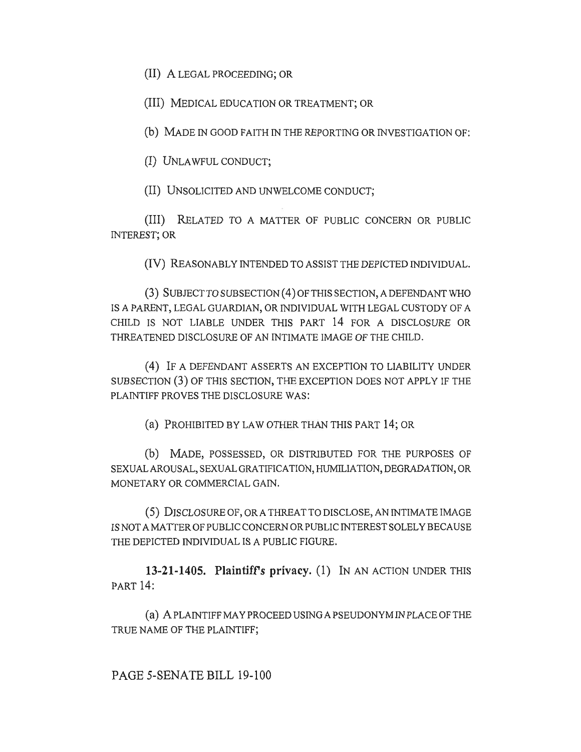(II) A LEGAL PROCEEDING; OR

(III) MEDICAL EDUCATION OR TREATMENT; OR

(b) MADE IN GOOD FAITH IN THE REPORTING OR INVESTIGATION OF:

(I) UNLAWFUL CONDUCT;

(II) UNSOLICITED AND UNWELCOME CONDUCT;

(III) RELATED TO A MATTER OF PUBLIC CONCERN OR PUBLIC INTEREST; OR

(IV) REASONABLY INTENDED TO ASSIST THE DEPICTED INDIVIDUAL.

(3) SUBJECT TO SUBSECTION (4) OF THIS SECTION, A DEFENDANT WHO IS A PARENT, LEGAL GUARDIAN, OR INDIVIDUAL WITH LEGAL CUSTODY OF A CHILD IS NOT LIABLE UNDER THIS PART 14 FOR A DISCLOSURE OR THREATENED DISCLOSURE OF AN INTIMATE IMAGE OF THE CHILD.

(4) IF A DEFENDANT ASSERTS AN EXCEPTION TO LIABILITY UNDER SUBSECTION (3) OF THIS SECTION, THE EXCEPTION DOES NOT APPLY IF THE PLAINTIFF PROVES THE DISCLOSURE WAS:

(a) PROHIBITED BY LAW OTHER THAN THIS PART 14; OR

(b) MADE, POSSESSED, OR DISTRIBUTED FOR THE PURPOSES OF SEXUAL AROUSAL, SEXUAL GRATIFICATION, HUMILIATION, DEGRADATION, OR MONETARY OR COMMERCIAL GAIN.

(5) DISCLOSURE OF, OR A THREAT TO DISCLOSE, AN INTIMATE IMAGE IS NOT A MATTER OF PUBLIC CONCERN OR PUBLIC INTEREST SOLELY BECAUSE THE DEPICTED INDIVIDUAL IS A PUBLIC FIGURE.

**13-21-1405. Plaintiff's privacy.** (1) IN AN ACTION UNDER THIS PART 14:

(a) A PLAINTIFF MAY PROCEED USING A PSEUDONYM IN PLACE OF THE TRUE NAME OF THE PLAINTIFF;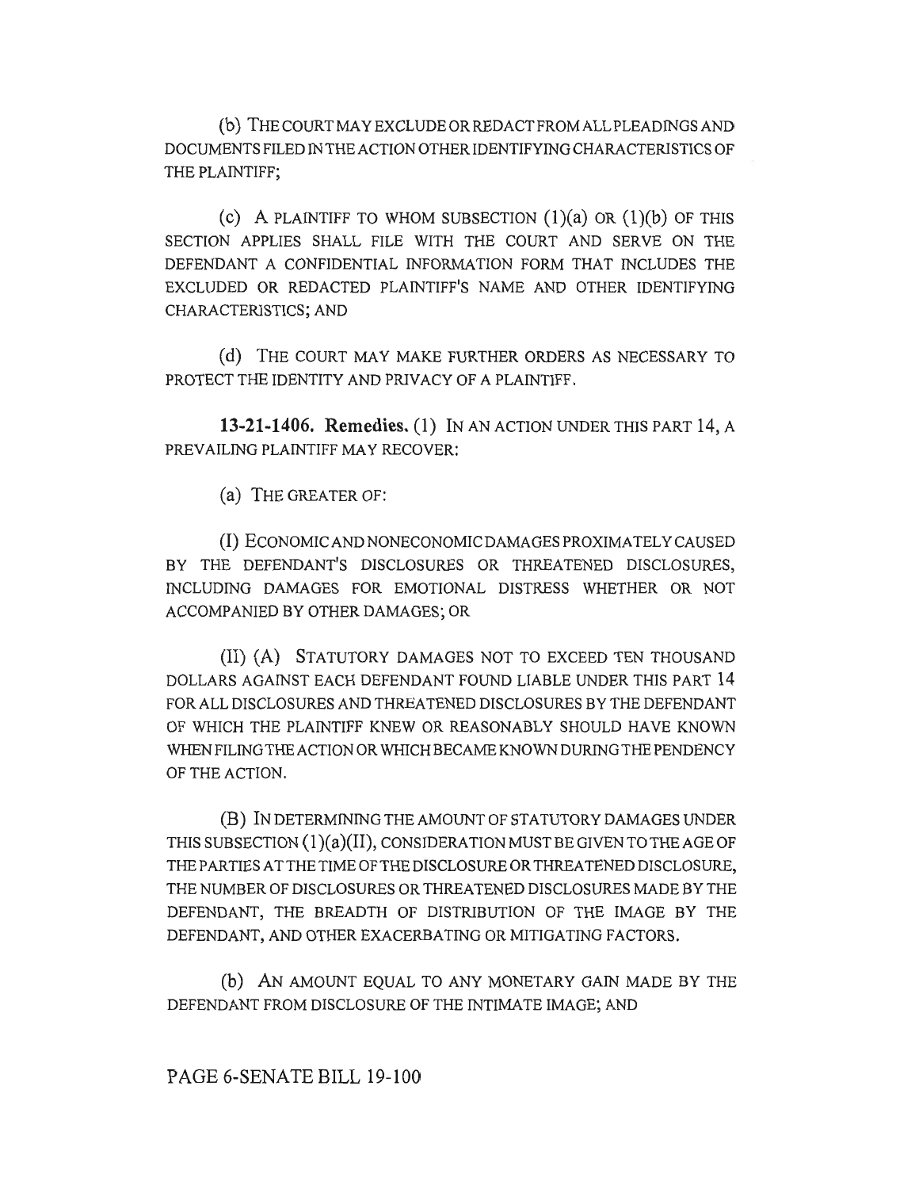(b) THE COURT MAY EXCLUDE OR REDACT FROM ALL PLEADINGS AND DOCUMENTS FILED IN THE ACTION OTHER IDENTIFYING CHARACTERISTICS OF THE PLAINTIFF;

(c) A PLAINTIFF TO WHOM SUBSECTION (1)(a) OR (1)(b) OF THIS SECTION APPLIES SHALL FILE WITH THE COURT AND SERVE ON THE DEFENDANT A CONFIDENTIAL INFORMATION FORM THAT INCLUDES THE EXCLUDED OR REDACTED PLAINTIFF'S NAME AND OTHER IDENTIFYING CHARACTERISTICS; AND

(d) THE COURT MAY MAKE FURTHER ORDERS AS NECESSARY TO PROTECT THE IDENTITY AND PRIVACY OF A PLAINTIFF.

**13-21-1406. Remedies.** (1) IN AN ACTION UNDER THIS PART 14, A PREVAILING PLAINTIFF MAY RECOVER:

(a) THE GREATER OF:

(I) ECONOMIC AND NONECONOMIC DAMAGES PROXIMATELY CAUSED BY THE DEFENDANT'S DISCLOSURES OR THREATENED DISCLOSURES, INCLUDING DAMAGES FOR EMOTIONAL DISTRESS WHETHER OR NOT ACCOMPANIED BY OTHER DAMAGES; OR

(II) (A) STATUTORY DAMAGES NOT TO EXCEED TEN THOUSAND DOLLARS AGAINST EACH DEFENDANT FOUND LIABLE UNDER THIS PART 14 FOR ALL DISCLOSURES AND THREATENED DISCLOSURES BY THE DEFENDANT OF WHICH THE PLAINTIFF KNEW OR REASONABLY SHOULD HAVE KNOWN WHEN FILING THE ACTION OR WHICH BECAME KNOWN DURING THE PENDENCY OF THE ACTION.

(B) IN DETERMINING THE AMOUNT OF STATUTORY DAMAGES UNDER THIS SUBSECTION (1)(a)(II), CONSIDERATION MUST BE GIVEN TO THE AGE OF THE PARTIES AT THE TIME OF THE DISCLOSURE OR THREATENED DISCLOSURE, THE NUMBER OF DISCLOSURES OR THREATENED DISCLOSURES MADE BY THE DEFENDANT, THE BREADTH OF DISTRIBUTION OF THE IMAGE BY THE DEFENDANT, AND OTHER EXACERBATING OR MITIGATING FACTORS.

(b) AN AMOUNT EQUAL TO ANY MONETARY GAIN MADE BY THE DEFENDANT FROM DISCLOSURE OF THE INTIMATE IMAGE; AND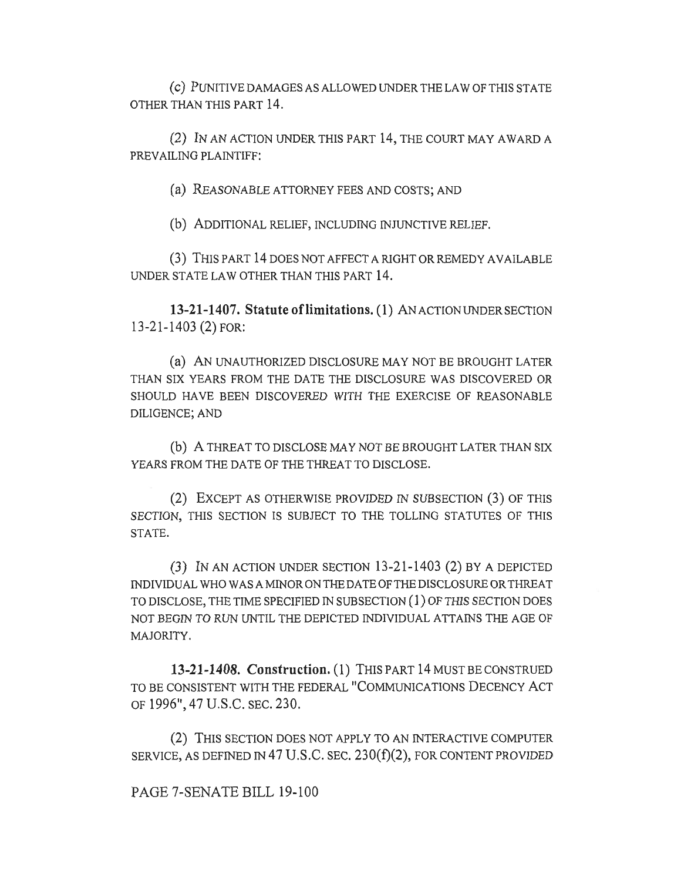(c) PUNITIVE DAMAGES AS ALLOWED UNDER THE LAW OF THIS STATE OTHER THAN THIS PART 14.

(2) IN AN ACTION UNDER THIS PART 14, THE COURT MAY AWARD A PREVAILING PLAINTIFF:

(a) REASONABLE ATTORNEY FEES AND COSTS; AND

(b) ADDITIONAL RELIEF, INCLUDING INJUNCTIVE RELIEF.

(3) THIS PART 14 DOES NOT AFFECT A RIGHT OR REMEDY AVAILABLE UNDER STATE LAW OTHER THAN THIS PART 14.

**13-21-1407. Statute of limitations.** (1) AN ACTION UNDER SECTION 13-21-1403 (2) FOR:

(a) AN UNAUTHORIZED DISCLOSURE MAY NOT BE BROUGHT LATER THAN SIX YEARS FROM THE DATE THE DISCLOSURE WAS DISCOVERED OR SHOULD HAVE BEEN DISCOVERED WITH THE EXERCISE OF REASONABLE DILIGENCE; AND

(b) A THREAT TO DISCLOSE MAY NOT BE BROUGHT LATER THAN SIX YEARS FROM THE DATE OF THE THREAT TO DISCLOSE.

(2) EXCEPT AS OTHERWISE PROVIDED IN SUBSECTION (3) OF THIS SECTION, THIS SECTION IS SUBJECT TO THE TOLLING STATUTES OF THIS STATE.

(3) IN AN ACTION UNDER SECTION 13-21-1403 (2) BY A DEPICTED INDIVIDUAL WHO WAS A MINOR ON THE DATE OF THE DISCLOSURE OR THREAT TO DISCLOSE, THE TIME SPECIFIED IN SUBSECTION (1) OF THIS SECTION DOES NOT BEGIN TO RUN UNTIL THE DEPICTED INDIVIDUAL ATTAINS THE AGE OF MAJORITY.

**13-21-1408. Construction.** (1) THIS PART 14 MUST BE CONSTRUED TO BE CONSISTENT WITH THE FEDERAL "COMMUNICATIONS DECENCY ACT OF 1996", 47 U.S.C. SEC. 230.

(2) THIS SECTION DOES NOT APPLY TO AN INTERACTIVE COMPUTER SERVICE, AS DEFINED IN 47 U.S.C. SEC. 230(f)(2), FOR CONTENT PROVIDED

PAGE 7-SENATE BILL 19-100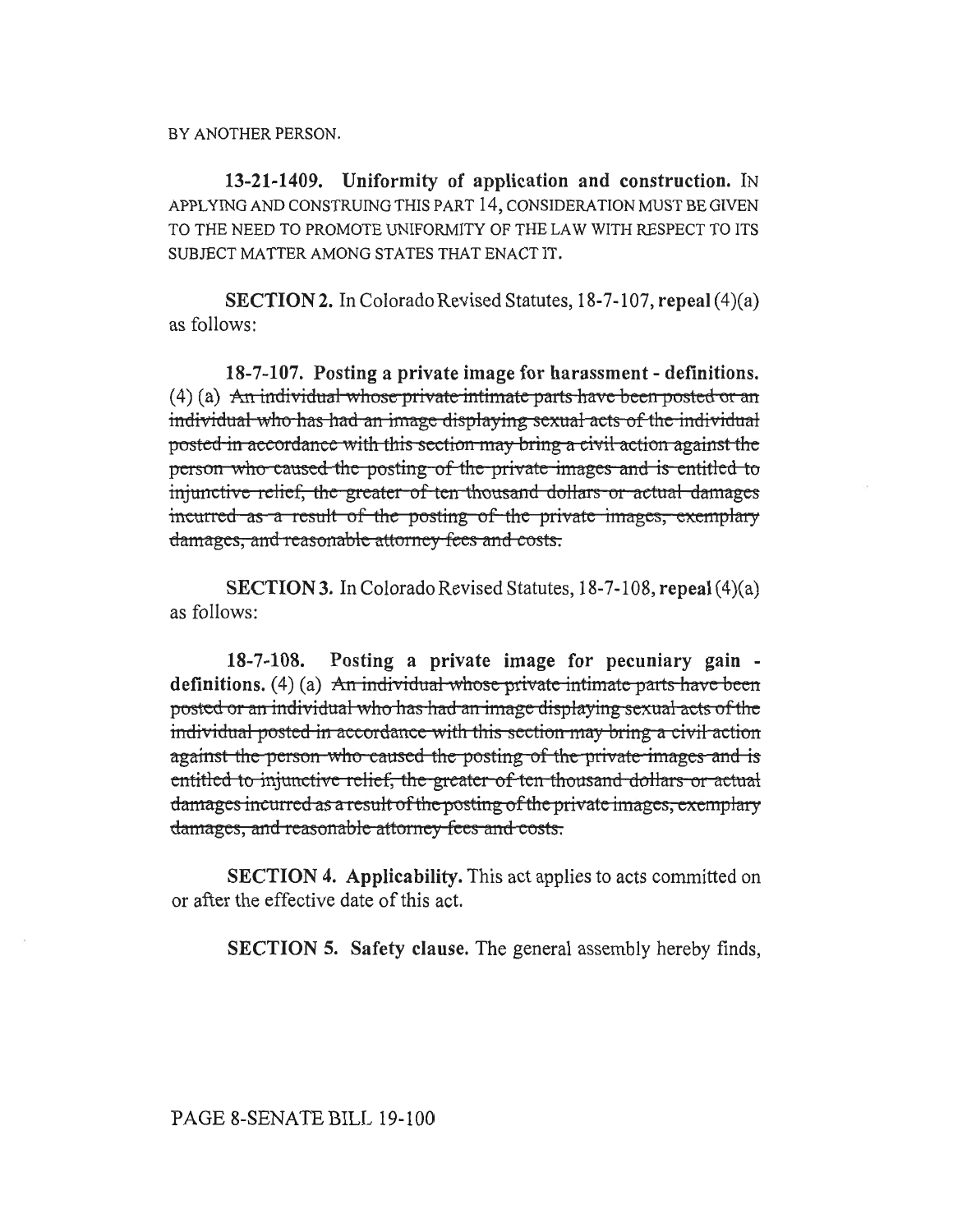BY ANOTHER PERSON.

**13-21-1409. Uniformity of application and construction.** IN APPLYING AND CONSTRUING THIS PART 14, CONSIDERATION MUST BE GIVEN TO THE NEED TO PROMOTE UNIFORMITY OF THE LAW WITH RESPECT TO ITS SUBJECT MATTER AMONG STATES THAT ENACT IT.

**SECTION 2.** In Colorado Revised Statutes, 18-7-107, **repeal** (4)(a) as follows:

**18-7-107. Posting a private image for harassment - definitions.** (4) (a) ~~An individual whose private intimate parts have been posted or an individual who has had an image displaying sexual acts of the individual posted in accordance with this section may bring a civil action against the person who caused the posting of the private images and is entitled to injunctive relief, the greater of ten thousand dollars or actual damages incurred as a result of the posting of the private images, exemplary damages, and reasonable attorney fees and costs.~~

**SECTION 3.** In Colorado Revised Statutes, 18-7-108, **repeal** (4)(a) as follows:

**18-7-108. Posting a private image for pecuniary gain - definitions.** (4) (a) ~~An individual whose private intimate parts have been posted or an individual who has had an image displaying sexual acts of the individual posted in accordance with this section may bring a civil action against the person who caused the posting of the private images and is entitled to injunctive relief, the greater of ten thousand dollars or actual damages incurred as a result of the posting of the private images, exemplary damages, and reasonable attorney fees and costs.~~

**SECTION 4. Applicability.** This act applies to acts committed on or after the effective date of this act.

**SECTION 5. Safety clause.** The general assembly hereby finds,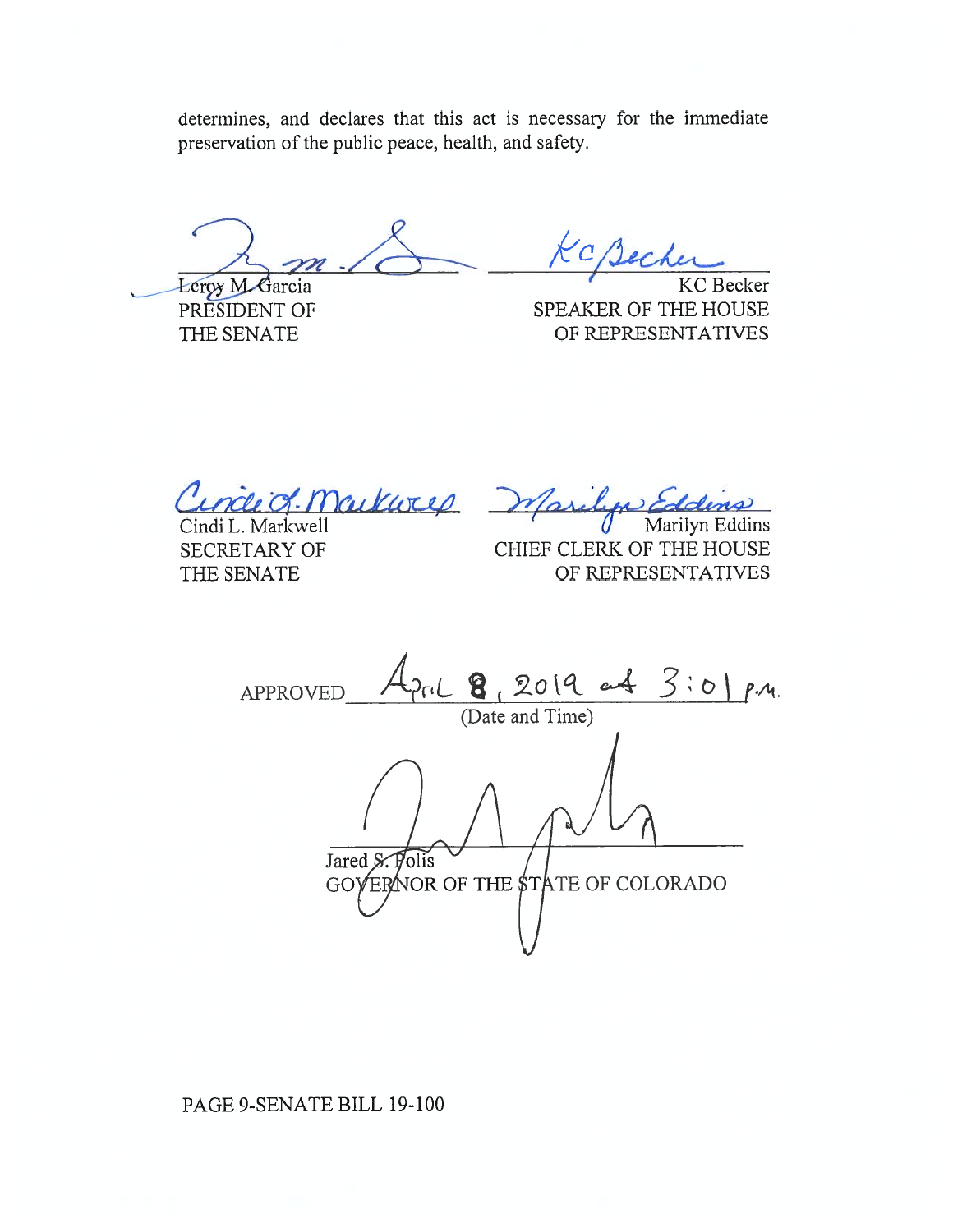determines, and declares that this act is necessary for the immediate preservation of the public peace, health, and safety.

Leroy M. Garcia
PRESIDENT OF
THE SENATE

KC Becker
SPEAKER OF THE HOUSE
OF REPRESENTATIVES

Cindi L. Markwell
SECRETARY OF
THE SENATE

Marilyn Eddins
CHIEF CLERK OF THE HOUSE
OF REPRESENTATIVES

APPROVED April 8, 2019 at 3:01 p.m.
(Date and Time)

Jared S. Polis
GOVERNOR OF THE STATE OF COLORADO

PAGE 9-SENATE BILL 19-100